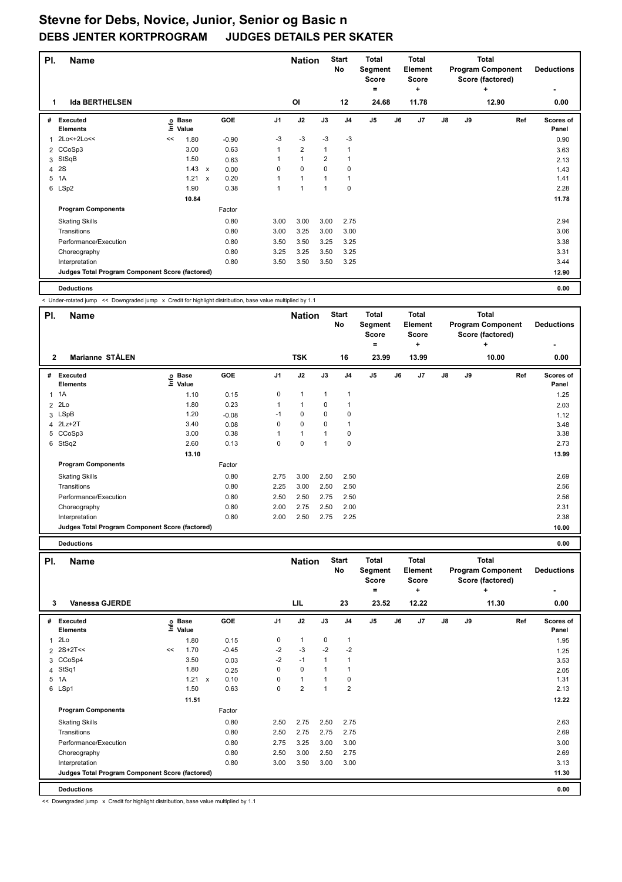# Stevne for Debs, Novice, Junior, Senior og Basic n

## DEBS JENTER KORTPROGRAM JUDGES DETAILS PER SKATER

| Pl. | Name | Nation | Start No | Total Segment Score = | Total Element Score + | Total Program Component Score (factored) + | Deductions - |
|---|---|---|---|---|---|---|---|
| 1 | Ida BERTHELSEN | OI | 12 | 24.68 | 11.78 | 12.90 | 0.00 |

| # | Executed Elements | Info | Base Value | | GOE | J1 | J2 | J3 | J4 | J5 | J6 | J7 | J8 | J9 | Ref | Scores of Panel |
|---|---|---|---|---|---|---|---|---|---|---|---|---|---|---|---|---|
| 1 | 2Lo<+2Lo<< | << | 1.80 | | -0.90 | -3 | -3 | -3 | -3 | | | | | | | 0.90 |
| 2 | CCoSp3 | | 3.00 | | 0.63 | 1 | 2 | 1 | 1 | | | | | | | 3.63 |
| 3 | StSqB | | 1.50 | | 0.63 | 1 | 1 | 2 | 1 | | | | | | | 2.13 |
| 4 | 2S | | 1.43 | x | 0.00 | 0 | 0 | 0 | 0 | | | | | | | 1.43 |
| 5 | 1A | | 1.21 | x | 0.20 | 1 | 1 | 1 | 1 | | | | | | | 1.41 |
| 6 | LSp2 | | 1.90 | | 0.38 | 1 | 1 | 1 | 0 | | | | | | | 2.28 |
| | | | 10.84 | | | | | | | | | | | | | 11.78 |

| Program Components | Factor | J1 | J2 | J3 | J4 | J5 | J6 | J7 | J8 | J9 | Scores of Panel |
|---|---|---|---|---|---|---|---|---|---|---|---|
| Skating Skills | 0.80 | 3.00 | 3.00 | 3.00 | 2.75 | | | | | | 2.94 |
| Transitions | 0.80 | 3.00 | 3.25 | 3.00 | 3.00 | | | | | | 3.06 |
| Performance/Execution | 0.80 | 3.50 | 3.50 | 3.25 | 3.25 | | | | | | 3.38 |
| Choreography | 0.80 | 3.25 | 3.25 | 3.50 | 3.25 | | | | | | 3.31 |
| Interpretation | 0.80 | 3.50 | 3.50 | 3.50 | 3.25 | | | | | | 3.44 |
| Judges Total Program Component Score (factored) | | | | | | | | | | | 12.90 |

**Deductions** 0.00

< Under-rotated jump << Downgraded jump x Credit for highlight distribution, base value multiplied by 1.1

| Pl. | Name | Nation | Start No | Total Segment Score = | Total Element Score + | Total Program Component Score (factored) + | Deductions - |
|---|---|---|---|---|---|---|---|
| 2 | Marianne STÅLEN | TSK | 16 | 23.99 | 13.99 | 10.00 | 0.00 |

| # | Executed Elements | Info | Base Value | | GOE | J1 | J2 | J3 | J4 | J5 | J6 | J7 | J8 | J9 | Ref | Scores of Panel |
|---|---|---|---|---|---|---|---|---|---|---|---|---|---|---|---|---|
| 1 | 1A | | 1.10 | | 0.15 | 0 | 1 | 1 | 1 | | | | | | | 1.25 |
| 2 | 2Lo | | 1.80 | | 0.23 | 1 | 1 | 0 | 1 | | | | | | | 2.03 |
| 3 | LSpB | | 1.20 | | -0.08 | -1 | 0 | 0 | 0 | | | | | | | 1.12 |
| 4 | 2Lz+2T | | 3.40 | | 0.08 | 0 | 0 | 0 | 1 | | | | | | | 3.48 |
| 5 | CCoSp3 | | 3.00 | | 0.38 | 1 | 1 | 1 | 0 | | | | | | | 3.38 |
| 6 | StSq2 | | 2.60 | | 0.13 | 0 | 0 | 1 | 0 | | | | | | | 2.73 |
| | | | 13.10 | | | | | | | | | | | | | 13.99 |

| Program Components | Factor | J1 | J2 | J3 | J4 | J5 | J6 | J7 | J8 | J9 | Scores of Panel |
|---|---|---|---|---|---|---|---|---|---|---|---|
| Skating Skills | 0.80 | 2.75 | 3.00 | 2.50 | 2.50 | | | | | | 2.69 |
| Transitions | 0.80 | 2.25 | 3.00 | 2.50 | 2.50 | | | | | | 2.56 |
| Performance/Execution | 0.80 | 2.50 | 2.50 | 2.75 | 2.50 | | | | | | 2.56 |
| Choreography | 0.80 | 2.00 | 2.75 | 2.50 | 2.00 | | | | | | 2.31 |
| Interpretation | 0.80 | 2.00 | 2.50 | 2.75 | 2.25 | | | | | | 2.38 |
| Judges Total Program Component Score (factored) | | | | | | | | | | | 10.00 |

**Deductions** 0.00

| Pl. | Name | Nation | Start No | Total Segment Score = | Total Element Score + | Total Program Component Score (factored) + | Deductions - |
|---|---|---|---|---|---|---|---|
| 3 | Vanessa GJERDE | LIL | 23 | 23.52 | 12.22 | 11.30 | 0.00 |

| # | Executed Elements | Info | Base Value | | GOE | J1 | J2 | J3 | J4 | J5 | J6 | J7 | J8 | J9 | Ref | Scores of Panel |
|---|---|---|---|---|---|---|---|---|---|---|---|---|---|---|---|---|
| 1 | 2Lo | | 1.80 | | 0.15 | 0 | 1 | 0 | 1 | | | | | | | 1.95 |
| 2 | 2S+2T<< | << | 1.70 | | -0.45 | -2 | -3 | -2 | -2 | | | | | | | 1.25 |
| 3 | CCoSp4 | | 3.50 | | 0.03 | -2 | -1 | 1 | 1 | | | | | | | 3.53 |
| 4 | StSq1 | | 1.80 | | 0.25 | 0 | 0 | 1 | 1 | | | | | | | 2.05 |
| 5 | 1A | | 1.21 | x | 0.10 | 0 | 1 | 1 | 0 | | | | | | | 1.31 |
| 6 | LSp1 | | 1.50 | | 0.63 | 0 | 2 | 1 | 2 | | | | | | | 2.13 |
| | | | 11.51 | | | | | | | | | | | | | 12.22 |

| Program Components | Factor | J1 | J2 | J3 | J4 | J5 | J6 | J7 | J8 | J9 | Scores of Panel |
|---|---|---|---|---|---|---|---|---|---|---|---|
| Skating Skills | 0.80 | 2.50 | 2.75 | 2.50 | 2.75 | | | | | | 2.63 |
| Transitions | 0.80 | 2.50 | 2.75 | 2.75 | 2.75 | | | | | | 2.69 |
| Performance/Execution | 0.80 | 2.75 | 3.25 | 3.00 | 3.00 | | | | | | 3.00 |
| Choreography | 0.80 | 2.50 | 3.00 | 2.50 | 2.75 | | | | | | 2.69 |
| Interpretation | 0.80 | 3.00 | 3.50 | 3.00 | 3.00 | | | | | | 3.13 |
| Judges Total Program Component Score (factored) | | | | | | | | | | | 11.30 |

**Deductions** 0.00

<< Downgraded jump x Credit for highlight distribution, base value multiplied by 1.1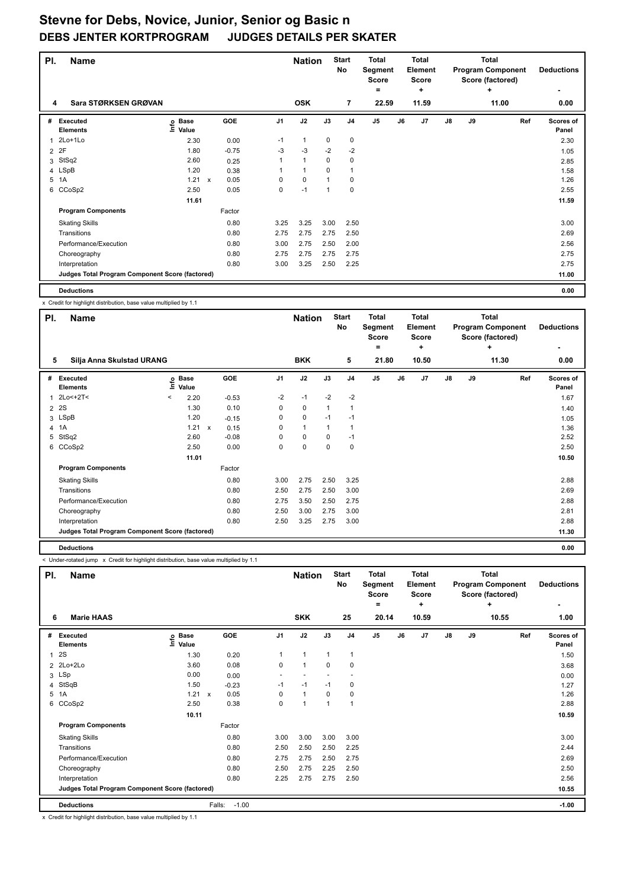# Stevne for Debs, Novice, Junior, Senior og Basic n

## DEBS JENTER KORTPROGRAM JUDGES DETAILS PER SKATER

| Pl. | Name | Nation | Start No | Total Segment Score = | Total Element Score + | Total Program Component Score (factored) + | Deductions - |
|---|---|---|---|---|---|---|---|
| 4 | Sara STØRKSEN GRØVAN | OSK | 7 | 22.59 | 11.59 | 11.00 | 0.00 |

| # | Executed Elements | Info | Base Value | | GOE | J1 | J2 | J3 | J4 | J5 | J6 | J7 | J8 | J9 | Ref | Scores of Panel |
|---|---|---|---|---|---|---|---|---|---|---|---|---|---|---|---|---|
| 1 | 2Lo+1Lo | | 2.30 | | 0.00 | -1 | 1 | 0 | 0 | | | | | | | 2.30 |
| 2 | 2F | | 1.80 | | -0.75 | -3 | -3 | -2 | -2 | | | | | | | 1.05 |
| 3 | StSq2 | | 2.60 | | 0.25 | 1 | 1 | 0 | 0 | | | | | | | 2.85 |
| 4 | LSpB | | 1.20 | | 0.38 | 1 | 1 | 0 | 1 | | | | | | | 1.58 |
| 5 | 1A | | 1.21 | x | 0.05 | 0 | 0 | 1 | 0 | | | | | | | 1.26 |
| 6 | CCoSp2 | | 2.50 | | 0.05 | 0 | -1 | 1 | 0 | | | | | | | 2.55 |
| | | | 11.61 | | | | | | | | | | | | | 11.59 |
| | **Program Components** | | | | Factor | | | | | | | | | | | |
| | Skating Skills | | | | 0.80 | 3.25 | 3.25 | 3.00 | 2.50 | | | | | | | 3.00 |
| | Transitions | | | | 0.80 | 2.75 | 2.75 | 2.75 | 2.50 | | | | | | | 2.69 |
| | Performance/Execution | | | | 0.80 | 3.00 | 2.75 | 2.50 | 2.00 | | | | | | | 2.56 |
| | Choreography | | | | 0.80 | 2.75 | 2.75 | 2.75 | 2.75 | | | | | | | 2.75 |
| | Interpretation | | | | 0.80 | 3.00 | 3.25 | 2.50 | 2.25 | | | | | | | 2.75 |
| | **Judges Total Program Component Score (factored)** | | | | | | | | | | | | | | | 11.00 |
| | **Deductions** | | | | | | | | | | | | | | | 0.00 |

x Credit for highlight distribution, base value multiplied by 1.1

| Pl. | Name | Nation | Start No | Total Segment Score = | Total Element Score + | Total Program Component Score (factored) + | Deductions - |
|---|---|---|---|---|---|---|---|
| 5 | Silja Anna Skulstad URANG | BKK | 5 | 21.80 | 10.50 | 11.30 | 0.00 |

| # | Executed Elements | Info | Base Value | | GOE | J1 | J2 | J3 | J4 | J5 | J6 | J7 | J8 | J9 | Ref | Scores of Panel |
|---|---|---|---|---|---|---|---|---|---|---|---|---|---|---|---|---|
| 1 | 2Lo<+2T< | < | 2.20 | | -0.53 | -2 | -1 | -2 | -2 | | | | | | | 1.67 |
| 2 | 2S | | 1.30 | | 0.10 | 0 | 0 | 1 | 1 | | | | | | | 1.40 |
| 3 | LSpB | | 1.20 | | -0.15 | 0 | 0 | -1 | -1 | | | | | | | 1.05 |
| 4 | 1A | | 1.21 | x | 0.15 | 0 | 1 | 1 | 1 | | | | | | | 1.36 |
| 5 | StSq2 | | 2.60 | | -0.08 | 0 | 0 | 0 | -1 | | | | | | | 2.52 |
| 6 | CCoSp2 | | 2.50 | | 0.00 | 0 | 0 | 0 | 0 | | | | | | | 2.50 |
| | | | 11.01 | | | | | | | | | | | | | 10.50 |
| | **Program Components** | | | | Factor | | | | | | | | | | | |
| | Skating Skills | | | | 0.80 | 3.00 | 2.75 | 2.50 | 3.25 | | | | | | | 2.88 |
| | Transitions | | | | 0.80 | 2.50 | 2.75 | 2.50 | 3.00 | | | | | | | 2.69 |
| | Performance/Execution | | | | 0.80 | 2.75 | 3.50 | 2.50 | 2.75 | | | | | | | 2.88 |
| | Choreography | | | | 0.80 | 2.50 | 3.00 | 2.75 | 3.00 | | | | | | | 2.81 |
| | Interpretation | | | | 0.80 | 2.50 | 3.25 | 2.75 | 3.00 | | | | | | | 2.88 |
| | **Judges Total Program Component Score (factored)** | | | | | | | | | | | | | | | 11.30 |
| | **Deductions** | | | | | | | | | | | | | | | 0.00 |

< Under-rotated jump x Credit for highlight distribution, base value multiplied by 1.1

| Pl. | Name | Nation | Start No | Total Segment Score = | Total Element Score + | Total Program Component Score (factored) + | Deductions - |
|---|---|---|---|---|---|---|---|
| 6 | Marie HAAS | SKK | 25 | 20.14 | 10.59 | 10.55 | 1.00 |

| # | Executed Elements | Info | Base Value | | GOE | J1 | J2 | J3 | J4 | J5 | J6 | J7 | J8 | J9 | Ref | Scores of Panel |
|---|---|---|---|---|---|---|---|---|---|---|---|---|---|---|---|---|
| 1 | 2S | | 1.30 | | 0.20 | 1 | 1 | 1 | 1 | | | | | | | 1.50 |
| 2 | 2Lo+2Lo | | 3.60 | | 0.08 | 0 | 1 | 0 | 0 | | | | | | | 3.68 |
| 3 | LSp | | 0.00 | | 0.00 | - | - | - | - | | | | | | | 0.00 |
| 4 | StSqB | | 1.50 | | -0.23 | -1 | -1 | -1 | 0 | | | | | | | 1.27 |
| 5 | 1A | | 1.21 | x | 0.05 | 0 | 1 | 0 | 0 | | | | | | | 1.26 |
| 6 | CCoSp2 | | 2.50 | | 0.38 | 0 | 1 | 1 | 1 | | | | | | | 2.88 |
| | | | 10.11 | | | | | | | | | | | | | 10.59 |
| | **Program Components** | | | | Factor | | | | | | | | | | | |
| | Skating Skills | | | | 0.80 | 3.00 | 3.00 | 3.00 | 3.00 | | | | | | | 3.00 |
| | Transitions | | | | 0.80 | 2.50 | 2.50 | 2.50 | 2.25 | | | | | | | 2.44 |
| | Performance/Execution | | | | 0.80 | 2.75 | 2.75 | 2.50 | 2.75 | | | | | | | 2.69 |
| | Choreography | | | | 0.80 | 2.50 | 2.75 | 2.25 | 2.50 | | | | | | | 2.50 |
| | Interpretation | | | | 0.80 | 2.25 | 2.75 | 2.75 | 2.50 | | | | | | | 2.56 |
| | **Judges Total Program Component Score (factored)** | | | | | | | | | | | | | | | 10.55 |
| | **Deductions** | | | | Falls: -1.00 | | | | | | | | | | | -1.00 |

x Credit for highlight distribution, base value multiplied by 1.1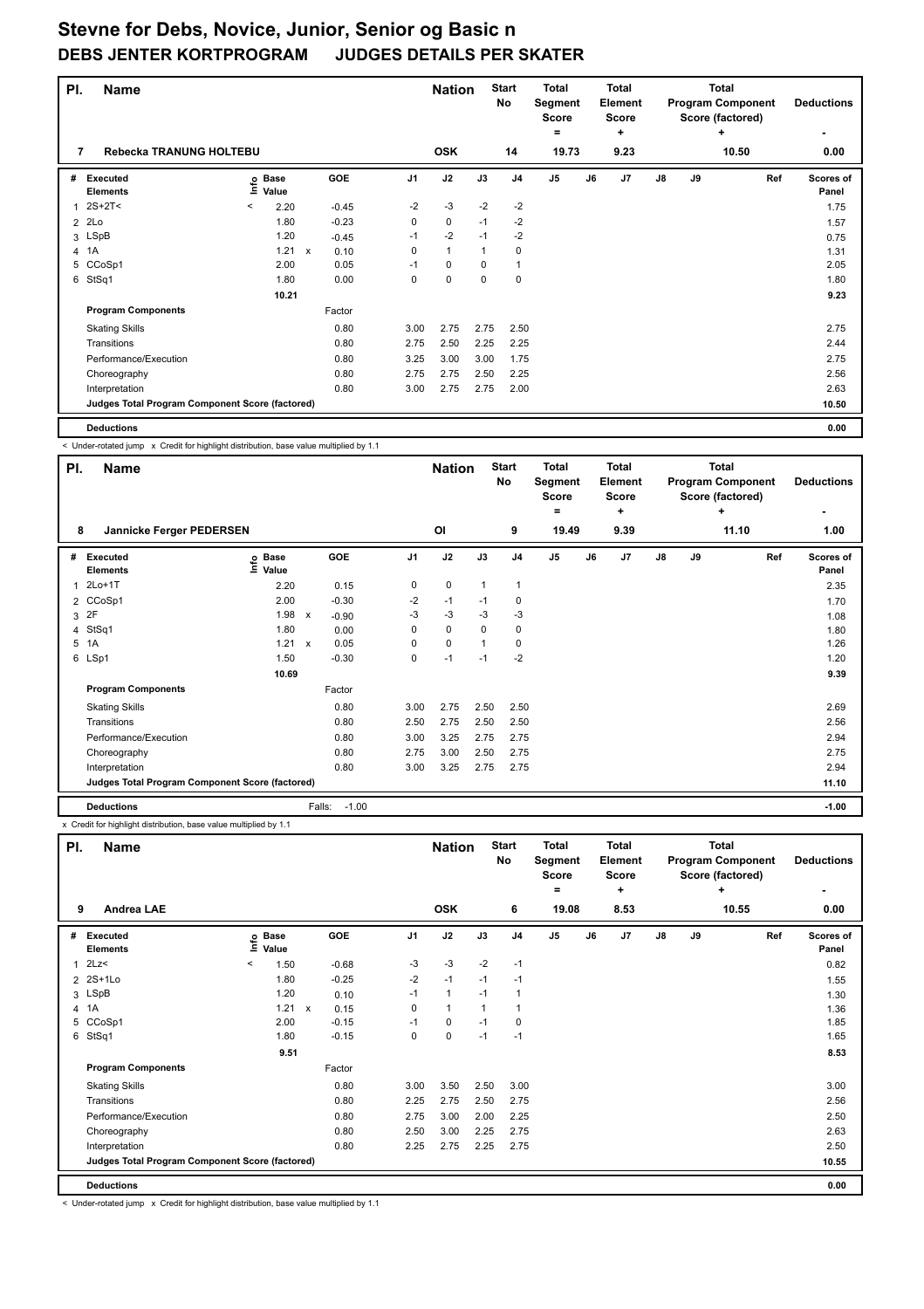# Stevne for Debs, Novice, Junior, Senior og Basic n

## DEBS JENTER KORTPROGRAM JUDGES DETAILS PER SKATER

| Pl. | Name | Nation | Start No | Total Segment Score = | Total Element Score + | Total Program Component Score (factored) + | Deductions - |
|---|---|---|---|---|---|---|---|
| 7 | Rebecka TRANUNG HOLTEBU | OSK | 14 | 19.73 | 9.23 | 10.50 | 0.00 |

| # | Executed Elements | Info | Base Value | | GOE | J1 | J2 | J3 | J4 | J5 | J6 | J7 | J8 | J9 | Ref | Scores of Panel |
|---|---|---|---|---|---|---|---|---|---|---|---|---|---|---|---|---|
| 1 | 2S+2T< | < | 2.20 | | -0.45 | -2 | -3 | -2 | -2 | | | | | | | 1.75 |
| 2 | 2Lo | | 1.80 | | -0.23 | 0 | 0 | -1 | -2 | | | | | | | 1.57 |
| 3 | LSpB | | 1.20 | | -0.45 | -1 | -2 | -1 | -2 | | | | | | | 0.75 |
| 4 | 1A | | 1.21 | x | 0.10 | 0 | 1 | 1 | 0 | | | | | | | 1.31 |
| 5 | CCoSp1 | | 2.00 | | 0.05 | -1 | 0 | 0 | 1 | | | | | | | 2.05 |
| 6 | StSq1 | | 1.80 | | 0.00 | 0 | 0 | 0 | 0 | | | | | | | 1.80 |
| | | | 10.21 | | | | | | | | | | | | | 9.23 |

| Program Components | Factor | J1 | J2 | J3 | J4 | J5 | J6 | J7 | J8 | J9 | Ref | Scores of Panel |
|---|---|---|---|---|---|---|---|---|---|---|---|---|
| Skating Skills | 0.80 | 3.00 | 2.75 | 2.75 | 2.50 | | | | | | | 2.75 |
| Transitions | 0.80 | 2.75 | 2.50 | 2.25 | 2.25 | | | | | | | 2.44 |
| Performance/Execution | 0.80 | 3.25 | 3.00 | 3.00 | 1.75 | | | | | | | 2.75 |
| Choreography | 0.80 | 2.75 | 2.75 | 2.50 | 2.25 | | | | | | | 2.56 |
| Interpretation | 0.80 | 3.00 | 2.75 | 2.75 | 2.00 | | | | | | | 2.63 |
| Judges Total Program Component Score (factored) | | | | | | | | | | | | 10.50 |

| Deductions | | 0.00 |
|---|---|---|

< Under-rotated jump x Credit for highlight distribution, base value multiplied by 1.1

| Pl. | Name | Nation | Start No | Total Segment Score = | Total Element Score + | Total Program Component Score (factored) + | Deductions - |
|---|---|---|---|---|---|---|---|
| 8 | Jannicke Ferger PEDERSEN | OI | 9 | 19.49 | 9.39 | 11.10 | 1.00 |

| # | Executed Elements | Info | Base Value | | GOE | J1 | J2 | J3 | J4 | J5 | J6 | J7 | J8 | J9 | Ref | Scores of Panel |
|---|---|---|---|---|---|---|---|---|---|---|---|---|---|---|---|---|
| 1 | 2Lo+1T | | 2.20 | | 0.15 | 0 | 0 | 1 | 1 | | | | | | | 2.35 |
| 2 | CCoSp1 | | 2.00 | | -0.30 | -2 | -1 | -1 | 0 | | | | | | | 1.70 |
| 3 | 2F | | 1.98 | x | -0.90 | -3 | -3 | -3 | -3 | | | | | | | 1.08 |
| 4 | StSq1 | | 1.80 | | 0.00 | 0 | 0 | 0 | 0 | | | | | | | 1.80 |
| 5 | 1A | | 1.21 | x | 0.05 | 0 | 0 | 1 | 0 | | | | | | | 1.26 |
| 6 | LSp1 | | 1.50 | | -0.30 | 0 | -1 | -1 | -2 | | | | | | | 1.20 |
| | | | 10.69 | | | | | | | | | | | | | 9.39 |

| Program Components | Factor | J1 | J2 | J3 | J4 | J5 | J6 | J7 | J8 | J9 | Ref | Scores of Panel |
|---|---|---|---|---|---|---|---|---|---|---|---|---|
| Skating Skills | 0.80 | 3.00 | 2.75 | 2.50 | 2.50 | | | | | | | 2.69 |
| Transitions | 0.80 | 2.50 | 2.75 | 2.50 | 2.50 | | | | | | | 2.56 |
| Performance/Execution | 0.80 | 3.00 | 3.25 | 2.75 | 2.75 | | | | | | | 2.94 |
| Choreography | 0.80 | 2.75 | 3.00 | 2.50 | 2.75 | | | | | | | 2.75 |
| Interpretation | 0.80 | 3.00 | 3.25 | 2.75 | 2.75 | | | | | | | 2.94 |
| Judges Total Program Component Score (factored) | | | | | | | | | | | | 11.10 |

| Deductions | Falls: -1.00 | -1.00 |
|---|---|---|

x Credit for highlight distribution, base value multiplied by 1.1

| Pl. | Name | Nation | Start No | Total Segment Score = | Total Element Score + | Total Program Component Score (factored) + | Deductions - |
|---|---|---|---|---|---|---|---|
| 9 | Andrea LAE | OSK | 6 | 19.08 | 8.53 | 10.55 | 0.00 |

| # | Executed Elements | Info | Base Value | | GOE | J1 | J2 | J3 | J4 | J5 | J6 | J7 | J8 | J9 | Ref | Scores of Panel |
|---|---|---|---|---|---|---|---|---|---|---|---|---|---|---|---|---|
| 1 | 2Lz< | < | 1.50 | | -0.68 | -3 | -3 | -2 | -1 | | | | | | | 0.82 |
| 2 | 2S+1Lo | | 1.80 | | -0.25 | -2 | -1 | -1 | -1 | | | | | | | 1.55 |
| 3 | LSpB | | 1.20 | | 0.10 | -1 | 1 | -1 | 1 | | | | | | | 1.30 |
| 4 | 1A | | 1.21 | x | 0.15 | 0 | 1 | 1 | 1 | | | | | | | 1.36 |
| 5 | CCoSp1 | | 2.00 | | -0.15 | -1 | 0 | -1 | 0 | | | | | | | 1.85 |
| 6 | StSq1 | | 1.80 | | -0.15 | 0 | 0 | -1 | -1 | | | | | | | 1.65 |
| | | | 9.51 | | | | | | | | | | | | | 8.53 |

| Program Components | Factor | J1 | J2 | J3 | J4 | J5 | J6 | J7 | J8 | J9 | Ref | Scores of Panel |
|---|---|---|---|---|---|---|---|---|---|---|---|---|
| Skating Skills | 0.80 | 3.00 | 3.50 | 2.50 | 3.00 | | | | | | | 3.00 |
| Transitions | 0.80 | 2.25 | 2.75 | 2.50 | 2.75 | | | | | | | 2.56 |
| Performance/Execution | 0.80 | 2.75 | 3.00 | 2.00 | 2.25 | | | | | | | 2.50 |
| Choreography | 0.80 | 2.50 | 3.00 | 2.25 | 2.75 | | | | | | | 2.63 |
| Interpretation | 0.80 | 2.25 | 2.75 | 2.25 | 2.75 | | | | | | | 2.50 |
| Judges Total Program Component Score (factored) | | | | | | | | | | | | 10.55 |

| Deductions | | 0.00 |
|---|---|---|

< Under-rotated jump x Credit for highlight distribution, base value multiplied by 1.1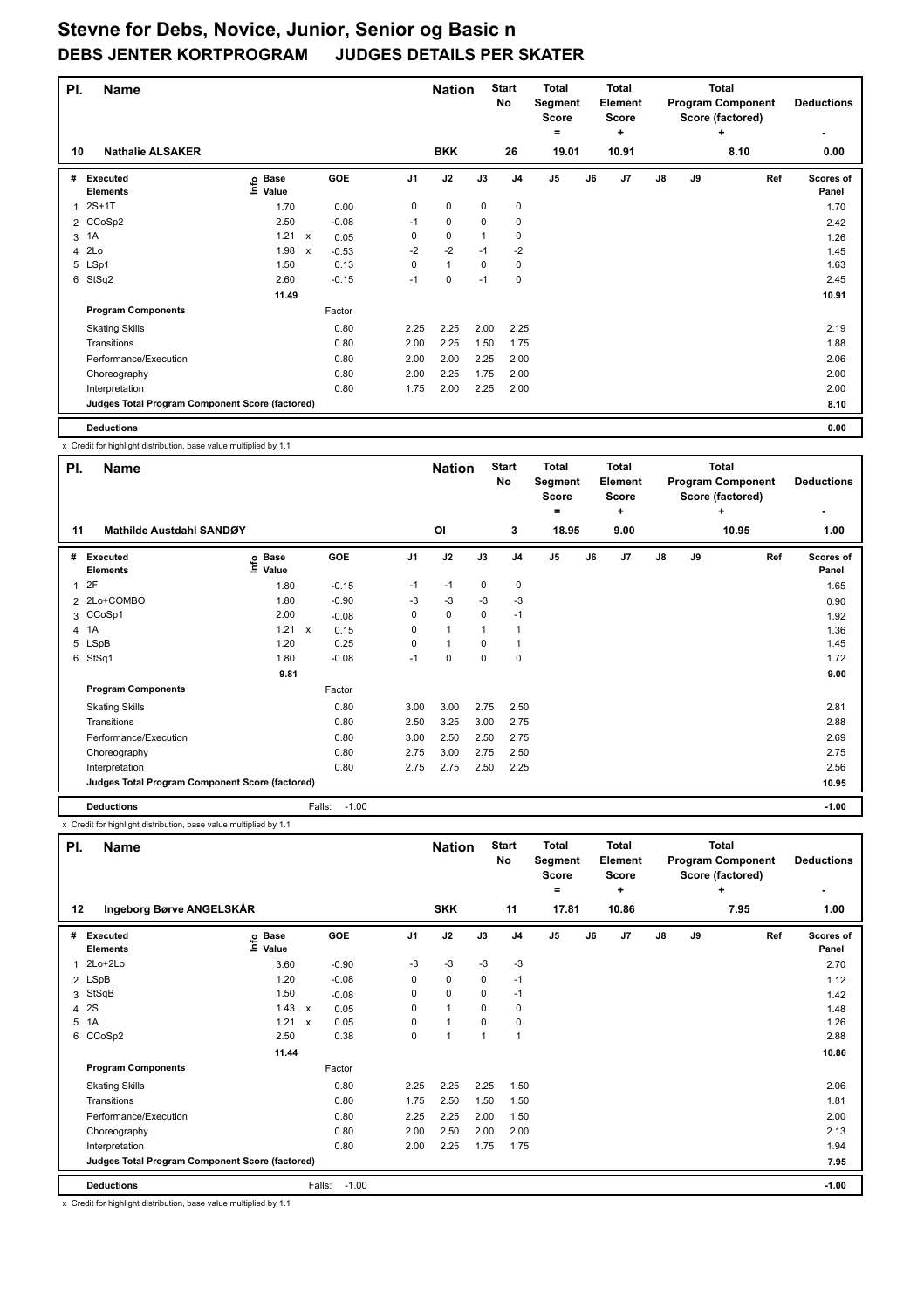# Stevne for Debs, Novice, Junior, Senior og Basic n

## DEBS JENTER KORTPROGRAM JUDGES DETAILS PER SKATER

| Pl. | Name | Nation | Start No | Total Segment Score = | Total Element Score + | Total Program Component Score (factored) + | Deductions - |
|---|---|---|---|---|---|---|---|
| 10 | Nathalie ALSAKER | BKK | 26 | 19.01 | 10.91 | 8.10 | 0.00 |

| # | Executed Elements | Info | Base Value | | GOE | J1 | J2 | J3 | J4 | J5 | J6 | J7 | J8 | J9 | Ref | Scores of Panel |
|---|---|---|---|---|---|---|---|---|---|---|---|---|---|---|---|---|
| 1 | 2S+1T | | 1.70 | | 0.00 | 0 | 0 | 0 | 0 | | | | | | | 1.70 |
| 2 | CCoSp2 | | 2.50 | | -0.08 | -1 | 0 | 0 | 0 | | | | | | | 2.42 |
| 3 | 1A | | 1.21 | x | 0.05 | 0 | 0 | 1 | 0 | | | | | | | 1.26 |
| 4 | 2Lo | | 1.98 | x | -0.53 | -2 | -2 | -1 | -2 | | | | | | | 1.45 |
| 5 | LSp1 | | 1.50 | | 0.13 | 0 | 1 | 0 | 0 | | | | | | | 1.63 |
| 6 | StSq2 | | 2.60 | | -0.15 | -1 | 0 | -1 | 0 | | | | | | | 2.45 |
| | | | 11.49 | | | | | | | | | | | | | 10.91 |
| | **Program Components** | | | | Factor | | | | | | | | | | | |
| | Skating Skills | | | | 0.80 | 2.25 | 2.25 | 2.00 | 2.25 | | | | | | | 2.19 |
| | Transitions | | | | 0.80 | 2.00 | 2.25 | 1.50 | 1.75 | | | | | | | 1.88 |
| | Performance/Execution | | | | 0.80 | 2.00 | 2.00 | 2.25 | 2.00 | | | | | | | 2.06 |
| | Choreography | | | | 0.80 | 2.00 | 2.25 | 1.75 | 2.00 | | | | | | | 2.00 |
| | Interpretation | | | | 0.80 | 1.75 | 2.00 | 2.25 | 2.00 | | | | | | | 2.00 |
| | **Judges Total Program Component Score (factored)** | | | | | | | | | | | | | | | 8.10 |
| | **Deductions** | | | | | | | | | | | | | | | 0.00 |

x Credit for highlight distribution, base value multiplied by 1.1

| Pl. | Name | Nation | Start No | Total Segment Score = | Total Element Score + | Total Program Component Score (factored) + | Deductions - |
|---|---|---|---|---|---|---|---|
| 11 | Mathilde Austdahl SANDØY | OI | 3 | 18.95 | 9.00 | 10.95 | 1.00 |

| # | Executed Elements | Info | Base Value | | GOE | J1 | J2 | J3 | J4 | J5 | J6 | J7 | J8 | J9 | Ref | Scores of Panel |
|---|---|---|---|---|---|---|---|---|---|---|---|---|---|---|---|---|
| 1 | 2F | | 1.80 | | -0.15 | -1 | -1 | 0 | 0 | | | | | | | 1.65 |
| 2 | 2Lo+COMBO | | 1.80 | | -0.90 | -3 | -3 | -3 | -3 | | | | | | | 0.90 |
| 3 | CCoSp1 | | 2.00 | | -0.08 | 0 | 0 | 0 | -1 | | | | | | | 1.92 |
| 4 | 1A | | 1.21 | x | 0.15 | 0 | 1 | 1 | 1 | | | | | | | 1.36 |
| 5 | LSpB | | 1.20 | | 0.25 | 0 | 1 | 0 | 1 | | | | | | | 1.45 |
| 6 | StSq1 | | 1.80 | | -0.08 | -1 | 0 | 0 | 0 | | | | | | | 1.72 |
| | | | 9.81 | | | | | | | | | | | | | 9.00 |
| | **Program Components** | | | | Factor | | | | | | | | | | | |
| | Skating Skills | | | | 0.80 | 3.00 | 3.00 | 2.75 | 2.50 | | | | | | | 2.81 |
| | Transitions | | | | 0.80 | 2.50 | 3.25 | 3.00 | 2.75 | | | | | | | 2.88 |
| | Performance/Execution | | | | 0.80 | 3.00 | 2.50 | 2.50 | 2.75 | | | | | | | 2.69 |
| | Choreography | | | | 0.80 | 2.75 | 3.00 | 2.75 | 2.50 | | | | | | | 2.75 |
| | Interpretation | | | | 0.80 | 2.75 | 2.75 | 2.50 | 2.25 | | | | | | | 2.56 |
| | **Judges Total Program Component Score (factored)** | | | | | | | | | | | | | | | 10.95 |
| | **Deductions** | | | | Falls: -1.00 | | | | | | | | | | | -1.00 |

x Credit for highlight distribution, base value multiplied by 1.1

| Pl. | Name | Nation | Start No | Total Segment Score = | Total Element Score + | Total Program Component Score (factored) + | Deductions - |
|---|---|---|---|---|---|---|---|
| 12 | Ingeborg Børve ANGELSKÅR | SKK | 11 | 17.81 | 10.86 | 7.95 | 1.00 |

| # | Executed Elements | Info | Base Value | | GOE | J1 | J2 | J3 | J4 | J5 | J6 | J7 | J8 | J9 | Ref | Scores of Panel |
|---|---|---|---|---|---|---|---|---|---|---|---|---|---|---|---|---|
| 1 | 2Lo+2Lo | | 3.60 | | -0.90 | -3 | -3 | -3 | -3 | | | | | | | 2.70 |
| 2 | LSpB | | 1.20 | | -0.08 | 0 | 0 | 0 | -1 | | | | | | | 1.12 |
| 3 | StSqB | | 1.50 | | -0.08 | 0 | 0 | 0 | -1 | | | | | | | 1.42 |
| 4 | 2S | | 1.43 | x | 0.05 | 0 | 1 | 0 | 0 | | | | | | | 1.48 |
| 5 | 1A | | 1.21 | x | 0.05 | 0 | 1 | 0 | 0 | | | | | | | 1.26 |
| 6 | CCoSp2 | | 2.50 | | 0.38 | 0 | 1 | 1 | 1 | | | | | | | 2.88 |
| | | | 11.44 | | | | | | | | | | | | | 10.86 |
| | **Program Components** | | | | Factor | | | | | | | | | | | |
| | Skating Skills | | | | 0.80 | 2.25 | 2.25 | 2.25 | 1.50 | | | | | | | 2.06 |
| | Transitions | | | | 0.80 | 1.75 | 2.50 | 1.50 | 1.50 | | | | | | | 1.81 |
| | Performance/Execution | | | | 0.80 | 2.25 | 2.25 | 2.00 | 1.50 | | | | | | | 2.00 |
| | Choreography | | | | 0.80 | 2.00 | 2.50 | 2.00 | 2.00 | | | | | | | 2.13 |
| | Interpretation | | | | 0.80 | 2.00 | 2.25 | 1.75 | 1.75 | | | | | | | 1.94 |
| | **Judges Total Program Component Score (factored)** | | | | | | | | | | | | | | | 7.95 |
| | **Deductions** | | | | Falls: -1.00 | | | | | | | | | | | -1.00 |

x Credit for highlight distribution, base value multiplied by 1.1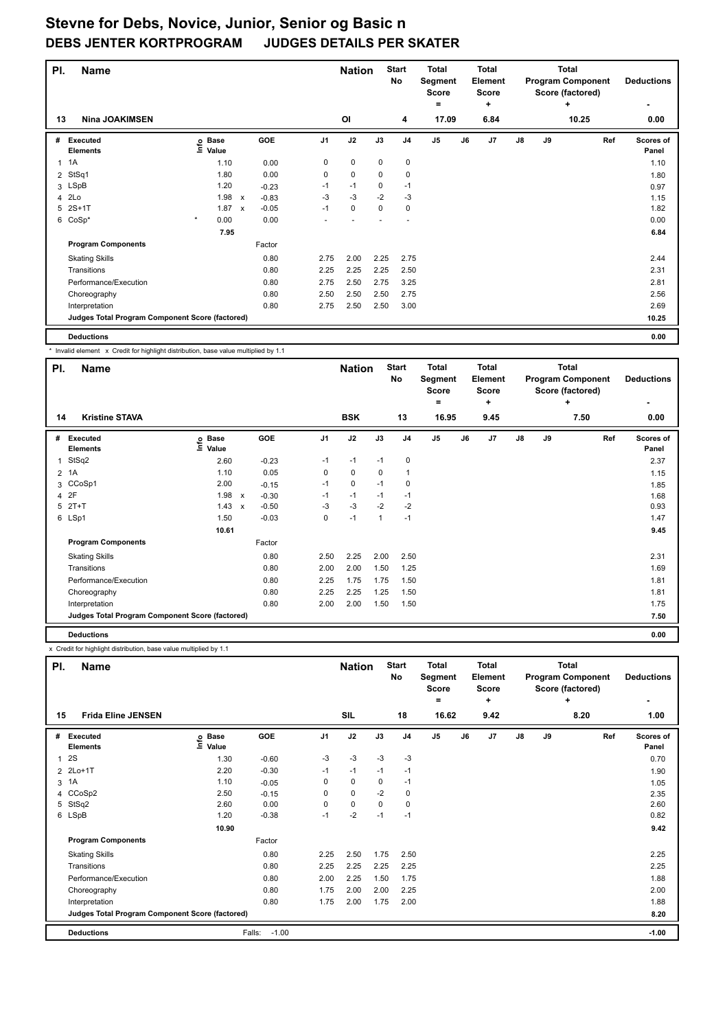# Stevne for Debs, Novice, Junior, Senior og Basic n

## DEBS JENTER KORTPROGRAM JUDGES DETAILS PER SKATER

| Pl. | Name | Nation | Start No | Total Segment Score = | Total Element Score + | Total Program Component Score (factored) + | Deductions - |
|---|---|---|---|---|---|---|---|
| 13 | Nina JOAKIMSEN | OI | 4 | 17.09 | 6.84 | 10.25 | 0.00 |

| # | Executed Elements | Info | Base Value | | GOE | J1 | J2 | J3 | J4 | J5 | J6 | J7 | J8 | J9 | Ref | Scores of Panel |
|---|---|---|---|---|---|---|---|---|---|---|---|---|---|---|---|---|
| 1 | 1A | | 1.10 | | 0.00 | 0 | 0 | 0 | 0 | | | | | | | 1.10 |
| 2 | StSq1 | | 1.80 | | 0.00 | 0 | 0 | 0 | 0 | | | | | | | 1.80 |
| 3 | LSpB | | 1.20 | | -0.23 | -1 | -1 | 0 | -1 | | | | | | | 0.97 |
| 4 | 2Lo | | 1.98 | x | -0.83 | -3 | -3 | -2 | -3 | | | | | | | 1.15 |
| 5 | 2S+1T | | 1.87 | x | -0.05 | -1 | 0 | 0 | 0 | | | | | | | 1.82 |
| 6 | CoSp* | * | 0.00 | | 0.00 | - | - | - | - | | | | | | | 0.00 |
| | | | 7.95 | | | | | | | | | | | | | 6.84 |
| | **Program Components** | | | | Factor | | | | | | | | | | | |
| | Skating Skills | | | | 0.80 | 2.75 | 2.00 | 2.25 | 2.75 | | | | | | | 2.44 |
| | Transitions | | | | 0.80 | 2.25 | 2.25 | 2.25 | 2.50 | | | | | | | 2.31 |
| | Performance/Execution | | | | 0.80 | 2.75 | 2.50 | 2.75 | 3.25 | | | | | | | 2.81 |
| | Choreography | | | | 0.80 | 2.50 | 2.50 | 2.50 | 2.75 | | | | | | | 2.56 |
| | Interpretation | | | | 0.80 | 2.75 | 2.50 | 2.50 | 3.00 | | | | | | | 2.69 |
| | **Judges Total Program Component Score (factored)** | | | | | | | | | | | | | | | 10.25 |
| | **Deductions** | | | | | | | | | | | | | | | 0.00 |

\* Invalid element x Credit for highlight distribution, base value multiplied by 1.1

| Pl. | Name | Nation | Start No | Total Segment Score = | Total Element Score + | Total Program Component Score (factored) + | Deductions - |
|---|---|---|---|---|---|---|---|
| 14 | Kristine STAVA | BSK | 13 | 16.95 | 9.45 | 7.50 | 0.00 |

| # | Executed Elements | Info | Base Value | | GOE | J1 | J2 | J3 | J4 | J5 | J6 | J7 | J8 | J9 | Ref | Scores of Panel |
|---|---|---|---|---|---|---|---|---|---|---|---|---|---|---|---|---|
| 1 | StSq2 | | 2.60 | | -0.23 | -1 | -1 | -1 | 0 | | | | | | | 2.37 |
| 2 | 1A | | 1.10 | | 0.05 | 0 | 0 | 0 | 1 | | | | | | | 1.15 |
| 3 | CCoSp1 | | 2.00 | | -0.15 | -1 | 0 | -1 | 0 | | | | | | | 1.85 |
| 4 | 2F | | 1.98 | x | -0.30 | -1 | -1 | -1 | -1 | | | | | | | 1.68 |
| 5 | 2T+T | | 1.43 | x | -0.50 | -3 | -3 | -2 | -2 | | | | | | | 0.93 |
| 6 | LSp1 | | 1.50 | | -0.03 | 0 | -1 | 1 | -1 | | | | | | | 1.47 |
| | | | 10.61 | | | | | | | | | | | | | 9.45 |
| | **Program Components** | | | | Factor | | | | | | | | | | | |
| | Skating Skills | | | | 0.80 | 2.50 | 2.25 | 2.00 | 2.50 | | | | | | | 2.31 |
| | Transitions | | | | 0.80 | 2.00 | 2.00 | 1.50 | 1.25 | | | | | | | 1.69 |
| | Performance/Execution | | | | 0.80 | 2.25 | 1.75 | 1.75 | 1.50 | | | | | | | 1.81 |
| | Choreography | | | | 0.80 | 2.25 | 2.25 | 1.25 | 1.50 | | | | | | | 1.81 |
| | Interpretation | | | | 0.80 | 2.00 | 2.00 | 1.50 | 1.50 | | | | | | | 1.75 |
| | **Judges Total Program Component Score (factored)** | | | | | | | | | | | | | | | 7.50 |
| | **Deductions** | | | | | | | | | | | | | | | 0.00 |

x Credit for highlight distribution, base value multiplied by 1.1

| Pl. | Name | Nation | Start No | Total Segment Score = | Total Element Score + | Total Program Component Score (factored) + | Deductions - |
|---|---|---|---|---|---|---|---|
| 15 | Frida Eline JENSEN | SIL | 18 | 16.62 | 9.42 | 8.20 | 1.00 |

| # | Executed Elements | Info | Base Value | | GOE | J1 | J2 | J3 | J4 | J5 | J6 | J7 | J8 | J9 | Ref | Scores of Panel |
|---|---|---|---|---|---|---|---|---|---|---|---|---|---|---|---|---|
| 1 | 2S | | 1.30 | | -0.60 | -3 | -3 | -3 | -3 | | | | | | | 0.70 |
| 2 | 2Lo+1T | | 2.20 | | -0.30 | -1 | -1 | -1 | -1 | | | | | | | 1.90 |
| 3 | 1A | | 1.10 | | -0.05 | 0 | 0 | 0 | -1 | | | | | | | 1.05 |
| 4 | CCoSp2 | | 2.50 | | -0.15 | 0 | 0 | -2 | 0 | | | | | | | 2.35 |
| 5 | StSq2 | | 2.60 | | 0.00 | 0 | 0 | 0 | 0 | | | | | | | 2.60 |
| 6 | LSpB | | 1.20 | | -0.38 | -1 | -2 | -1 | -1 | | | | | | | 0.82 |
| | | | 10.90 | | | | | | | | | | | | | 9.42 |
| | **Program Components** | | | | Factor | | | | | | | | | | | |
| | Skating Skills | | | | 0.80 | 2.25 | 2.50 | 1.75 | 2.50 | | | | | | | 2.25 |
| | Transitions | | | | 0.80 | 2.25 | 2.25 | 2.25 | 2.25 | | | | | | | 2.25 |
| | Performance/Execution | | | | 0.80 | 2.00 | 2.25 | 1.50 | 1.75 | | | | | | | 1.88 |
| | Choreography | | | | 0.80 | 1.75 | 2.00 | 2.00 | 2.25 | | | | | | | 2.00 |
| | Interpretation | | | | 0.80 | 1.75 | 2.00 | 1.75 | 2.00 | | | | | | | 1.88 |
| | **Judges Total Program Component Score (factored)** | | | | | | | | | | | | | | | 8.20 |
| | **Deductions** | | | | Falls: -1.00 | | | | | | | | | | | -1.00 |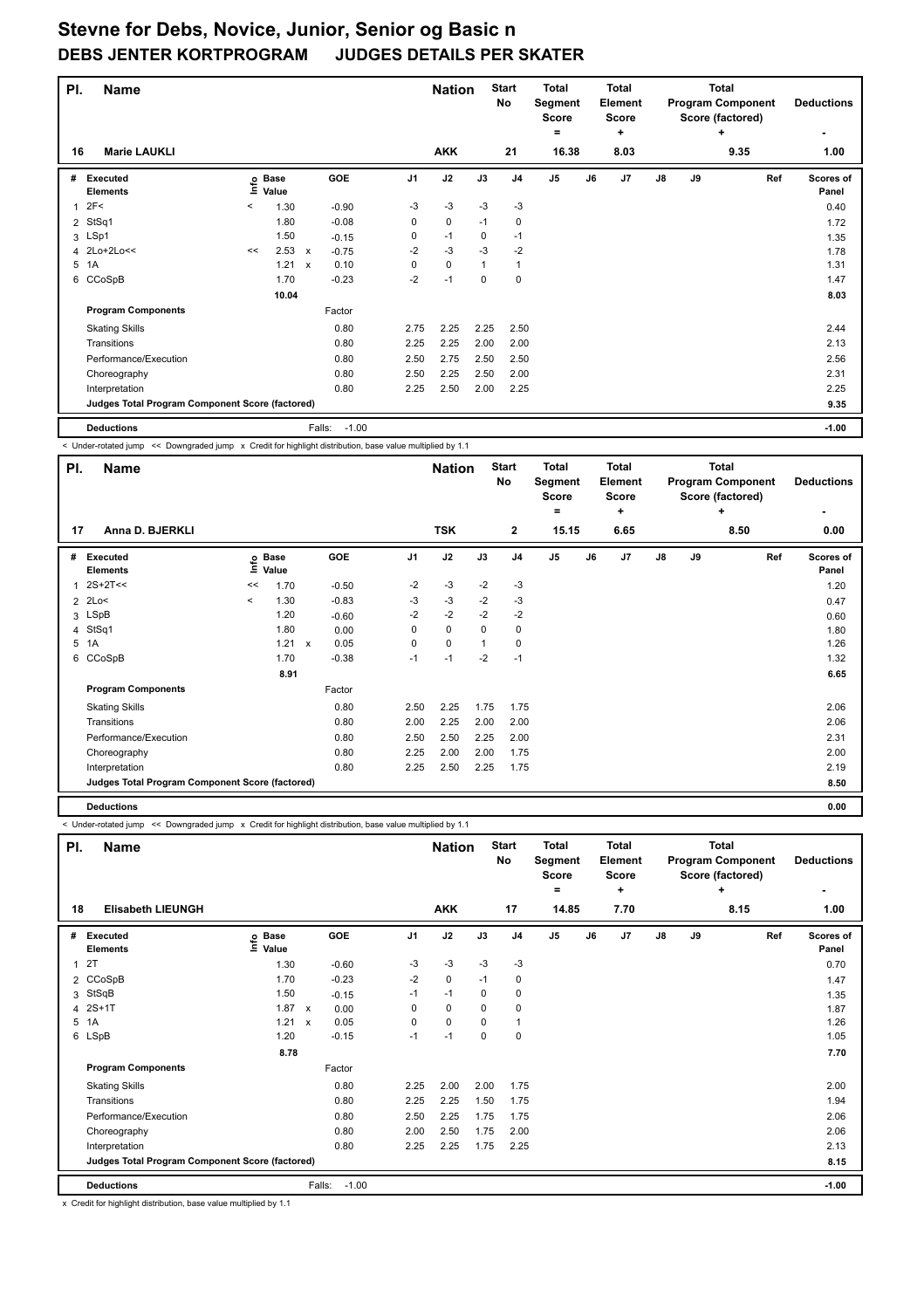# Stevne for Debs, Novice, Junior, Senior og Basic n

## DEBS JENTER KORTPROGRAM JUDGES DETAILS PER SKATER

| Pl. | Name | Nation | Start No | Total Segment Score = | Total Element Score + | Total Program Component Score (factored) + | Deductions - |
|---|---|---|---|---|---|---|---|
| 16 | Marie LAUKLI | AKK | 21 | 16.38 | 8.03 | 9.35 | 1.00 |

| # | Executed Elements | Info | Base Value | | GOE | J1 | J2 | J3 | J4 | J5 | J6 | J7 | J8 | J9 | Ref | Scores of Panel |
|---|---|---|---|---|---|---|---|---|---|---|---|---|---|---|---|---|
| 1 | 2F< | < | 1.30 | | -0.90 | -3 | -3 | -3 | -3 | | | | | | | 0.40 |
| 2 | StSq1 | | 1.80 | | -0.08 | 0 | 0 | -1 | 0 | | | | | | | 1.72 |
| 3 | LSp1 | | 1.50 | | -0.15 | 0 | -1 | 0 | -1 | | | | | | | 1.35 |
| 4 | 2Lo+2Lo<< | << | 2.53 | x | -0.75 | -2 | -3 | -3 | -2 | | | | | | | 1.78 |
| 5 | 1A | | 1.21 | x | 0.10 | 0 | 0 | 1 | 1 | | | | | | | 1.31 |
| 6 | CCoSpB | | 1.70 | | -0.23 | -2 | -1 | 0 | 0 | | | | | | | 1.47 |
| | | | 10.04 | | | | | | | | | | | | | 8.03 |
| | **Program Components** | | | | Factor | | | | | | | | | | | |
| | Skating Skills | | | | 0.80 | 2.75 | 2.25 | 2.25 | 2.50 | | | | | | | 2.44 |
| | Transitions | | | | 0.80 | 2.25 | 2.25 | 2.00 | 2.00 | | | | | | | 2.13 |
| | Performance/Execution | | | | 0.80 | 2.50 | 2.75 | 2.50 | 2.50 | | | | | | | 2.56 |
| | Choreography | | | | 0.80 | 2.50 | 2.25 | 2.50 | 2.00 | | | | | | | 2.31 |
| | Interpretation | | | | 0.80 | 2.25 | 2.50 | 2.00 | 2.25 | | | | | | | 2.25 |
| | **Judges Total Program Component Score (factored)** | | | | | | | | | | | | | | | 9.35 |
| | **Deductions** | | | | Falls: -1.00 | | | | | | | | | | | -1.00 |

< Under-rotated jump << Downgraded jump x Credit for highlight distribution, base value multiplied by 1.1

| Pl. | Name | Nation | Start No | Total Segment Score = | Total Element Score + | Total Program Component Score (factored) + | Deductions - |
|---|---|---|---|---|---|---|---|
| 17 | Anna D. BJERKLI | TSK | 2 | 15.15 | 6.65 | 8.50 | 0.00 |

| # | Executed Elements | Info | Base Value | | GOE | J1 | J2 | J3 | J4 | J5 | J6 | J7 | J8 | J9 | Ref | Scores of Panel |
|---|---|---|---|---|---|---|---|---|---|---|---|---|---|---|---|---|
| 1 | 2S+2T<< | << | 1.70 | | -0.50 | -2 | -3 | -2 | -3 | | | | | | | 1.20 |
| 2 | 2Lo< | < | 1.30 | | -0.83 | -3 | -3 | -2 | -3 | | | | | | | 0.47 |
| 3 | LSpB | | 1.20 | | -0.60 | -2 | -2 | -2 | -2 | | | | | | | 0.60 |
| 4 | StSq1 | | 1.80 | | 0.00 | 0 | 0 | 0 | 0 | | | | | | | 1.80 |
| 5 | 1A | | 1.21 | x | 0.05 | 0 | 0 | 1 | 0 | | | | | | | 1.26 |
| 6 | CCoSpB | | 1.70 | | -0.38 | -1 | -1 | -2 | -1 | | | | | | | 1.32 |
| | | | 8.91 | | | | | | | | | | | | | 6.65 |
| | **Program Components** | | | | Factor | | | | | | | | | | | |
| | Skating Skills | | | | 0.80 | 2.50 | 2.25 | 1.75 | 1.75 | | | | | | | 2.06 |
| | Transitions | | | | 0.80 | 2.00 | 2.25 | 2.00 | 2.00 | | | | | | | 2.06 |
| | Performance/Execution | | | | 0.80 | 2.50 | 2.50 | 2.25 | 2.00 | | | | | | | 2.31 |
| | Choreography | | | | 0.80 | 2.25 | 2.00 | 2.00 | 1.75 | | | | | | | 2.00 |
| | Interpretation | | | | 0.80 | 2.25 | 2.50 | 2.25 | 1.75 | | | | | | | 2.19 |
| | **Judges Total Program Component Score (factored)** | | | | | | | | | | | | | | | 8.50 |
| | **Deductions** | | | | | | | | | | | | | | | 0.00 |

< Under-rotated jump << Downgraded jump x Credit for highlight distribution, base value multiplied by 1.1

| Pl. | Name | Nation | Start No | Total Segment Score = | Total Element Score + | Total Program Component Score (factored) + | Deductions - |
|---|---|---|---|---|---|---|---|
| 18 | Elisabeth LIEUNGH | AKK | 17 | 14.85 | 7.70 | 8.15 | 1.00 |

| # | Executed Elements | Info | Base Value | | GOE | J1 | J2 | J3 | J4 | J5 | J6 | J7 | J8 | J9 | Ref | Scores of Panel |
|---|---|---|---|---|---|---|---|---|---|---|---|---|---|---|---|---|
| 1 | 2T | | 1.30 | | -0.60 | -3 | -3 | -3 | -3 | | | | | | | 0.70 |
| 2 | CCoSpB | | 1.70 | | -0.23 | -2 | 0 | -1 | 0 | | | | | | | 1.47 |
| 3 | StSqB | | 1.50 | | -0.15 | -1 | -1 | 0 | 0 | | | | | | | 1.35 |
| 4 | 2S+1T | | 1.87 | x | 0.00 | 0 | 0 | 0 | 0 | | | | | | | 1.87 |
| 5 | 1A | | 1.21 | x | 0.05 | 0 | 0 | 0 | 1 | | | | | | | 1.26 |
| 6 | LSpB | | 1.20 | | -0.15 | -1 | -1 | 0 | 0 | | | | | | | 1.05 |
| | | | 8.78 | | | | | | | | | | | | | 7.70 |
| | **Program Components** | | | | Factor | | | | | | | | | | | |
| | Skating Skills | | | | 0.80 | 2.25 | 2.00 | 2.00 | 1.75 | | | | | | | 2.00 |
| | Transitions | | | | 0.80 | 2.25 | 2.25 | 1.50 | 1.75 | | | | | | | 1.94 |
| | Performance/Execution | | | | 0.80 | 2.50 | 2.25 | 1.75 | 1.75 | | | | | | | 2.06 |
| | Choreography | | | | 0.80 | 2.00 | 2.50 | 1.75 | 2.00 | | | | | | | 2.06 |
| | Interpretation | | | | 0.80 | 2.25 | 2.25 | 1.75 | 2.25 | | | | | | | 2.13 |
| | **Judges Total Program Component Score (factored)** | | | | | | | | | | | | | | | 8.15 |
| | **Deductions** | | | | Falls: -1.00 | | | | | | | | | | | -1.00 |

x Credit for highlight distribution, base value multiplied by 1.1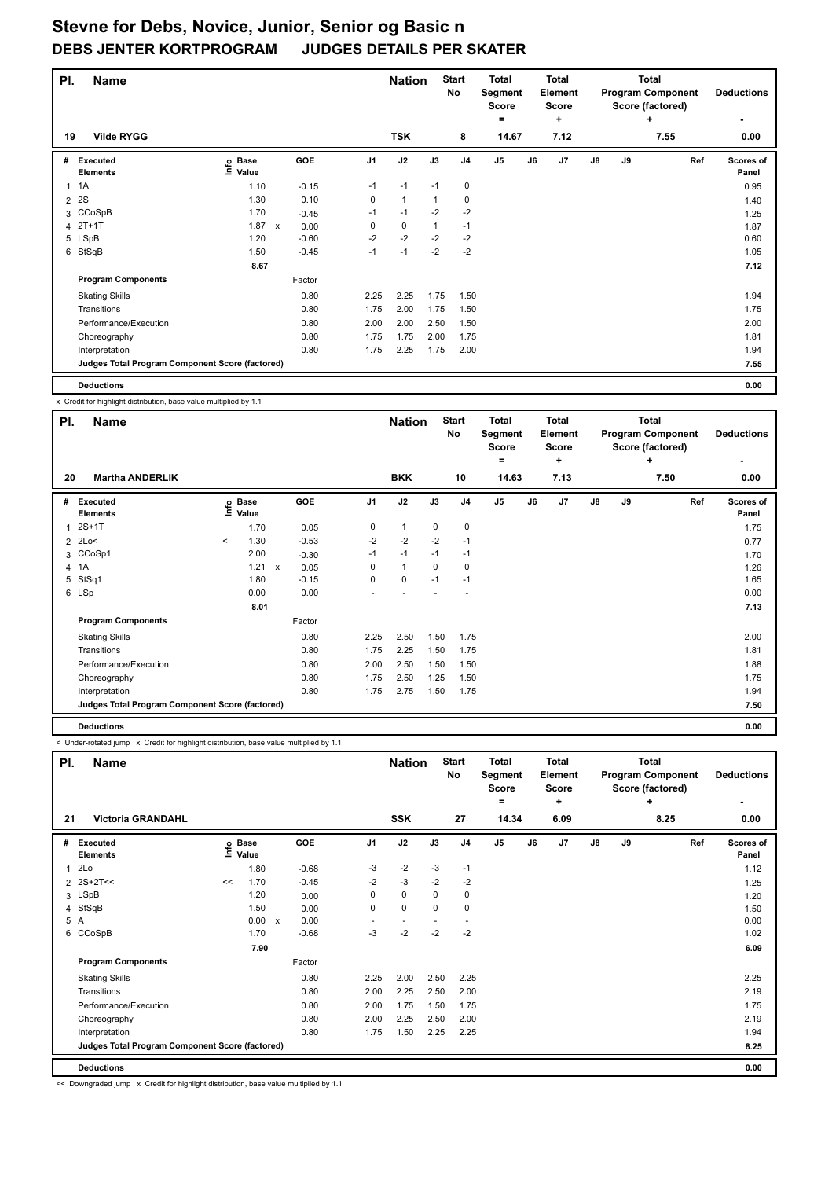# Stevne for Debs, Novice, Junior, Senior og Basic n

## DEBS JENTER KORTPROGRAM JUDGES DETAILS PER SKATER

| Pl. | Name | Nation | Start No | Total Segment Score = | Total Element Score + | Total Program Component Score (factored) + | Deductions - |
|---|---|---|---|---|---|---|---|
| 19 | Vilde RYGG | TSK | 8 | 14.67 | 7.12 | 7.55 | 0.00 |

| # | Executed Elements | Info | Base Value | | GOE | J1 | J2 | J3 | J4 | J5 | J6 | J7 | J8 | J9 | Ref | Scores of Panel |
|---|---|---|---|---|---|---|---|---|---|---|---|---|---|---|---|---|
| 1 | 1A | | 1.10 | | -0.15 | -1 | -1 | -1 | 0 | | | | | | | 0.95 |
| 2 | 2S | | 1.30 | | 0.10 | 0 | 1 | 1 | 0 | | | | | | | 1.40 |
| 3 | CCoSpB | | 1.70 | | -0.45 | -1 | -1 | -2 | -2 | | | | | | | 1.25 |
| 4 | 2T+1T | | 1.87 | x | 0.00 | 0 | 0 | 1 | -1 | | | | | | | 1.87 |
| 5 | LSpB | | 1.20 | | -0.60 | -2 | -2 | -2 | -2 | | | | | | | 0.60 |
| 6 | StSqB | | 1.50 | | -0.45 | -1 | -1 | -2 | -2 | | | | | | | 1.05 |
| | | | 8.67 | | | | | | | | | | | | | 7.12 |

| Program Components | Factor | J1 | J2 | J3 | J4 | J5 | J6 | J7 | J8 | J9 | Scores of Panel |
|---|---|---|---|---|---|---|---|---|---|---|---|
| Skating Skills | 0.80 | 2.25 | 2.25 | 1.75 | 1.50 | | | | | | 1.94 |
| Transitions | 0.80 | 1.75 | 2.00 | 1.75 | 1.50 | | | | | | 1.75 |
| Performance/Execution | 0.80 | 2.00 | 2.00 | 2.50 | 1.50 | | | | | | 2.00 |
| Choreography | 0.80 | 1.75 | 1.75 | 2.00 | 1.75 | | | | | | 1.81 |
| Interpretation | 0.80 | 1.75 | 2.25 | 1.75 | 2.00 | | | | | | 1.94 |
| Judges Total Program Component Score (factored) | | | | | | | | | | | 7.55 |
| **Deductions** | | | | | | | | | | | 0.00 |

x Credit for highlight distribution, base value multiplied by 1.1

| Pl. | Name | Nation | Start No | Total Segment Score = | Total Element Score + | Total Program Component Score (factored) + | Deductions - |
|---|---|---|---|---|---|---|---|
| 20 | Martha ANDERLIK | BKK | 10 | 14.63 | 7.13 | 7.50 | 0.00 |

| # | Executed Elements | Info | Base Value | | GOE | J1 | J2 | J3 | J4 | J5 | J6 | J7 | J8 | J9 | Ref | Scores of Panel |
|---|---|---|---|---|---|---|---|---|---|---|---|---|---|---|---|---|
| 1 | 2S+1T | | 1.70 | | 0.05 | 0 | 1 | 0 | 0 | | | | | | | 1.75 |
| 2 | 2Lo< | < | 1.30 | | -0.53 | -2 | -2 | -2 | -1 | | | | | | | 0.77 |
| 3 | CCoSp1 | | 2.00 | | -0.30 | -1 | -1 | -1 | -1 | | | | | | | 1.70 |
| 4 | 1A | | 1.21 | x | 0.05 | 0 | 1 | 0 | 0 | | | | | | | 1.26 |
| 5 | StSq1 | | 1.80 | | -0.15 | 0 | 0 | -1 | -1 | | | | | | | 1.65 |
| 6 | LSp | | 0.00 | | 0.00 | - | - | - | - | | | | | | | 0.00 |
| | | | 8.01 | | | | | | | | | | | | | 7.13 |

| Program Components | Factor | J1 | J2 | J3 | J4 | J5 | J6 | J7 | J8 | J9 | Scores of Panel |
|---|---|---|---|---|---|---|---|---|---|---|---|
| Skating Skills | 0.80 | 2.25 | 2.50 | 1.50 | 1.75 | | | | | | 2.00 |
| Transitions | 0.80 | 1.75 | 2.25 | 1.50 | 1.75 | | | | | | 1.81 |
| Performance/Execution | 0.80 | 2.00 | 2.50 | 1.50 | 1.50 | | | | | | 1.88 |
| Choreography | 0.80 | 1.75 | 2.50 | 1.25 | 1.50 | | | | | | 1.75 |
| Interpretation | 0.80 | 1.75 | 2.75 | 1.50 | 1.75 | | | | | | 1.94 |
| Judges Total Program Component Score (factored) | | | | | | | | | | | 7.50 |
| **Deductions** | | | | | | | | | | | 0.00 |

< Under-rotated jump x Credit for highlight distribution, base value multiplied by 1.1

| Pl. | Name | Nation | Start No | Total Segment Score = | Total Element Score + | Total Program Component Score (factored) + | Deductions - |
|---|---|---|---|---|---|---|---|
| 21 | Victoria GRANDAHL | SSK | 27 | 14.34 | 6.09 | 8.25 | 0.00 |

| # | Executed Elements | Info | Base Value | | GOE | J1 | J2 | J3 | J4 | J5 | J6 | J7 | J8 | J9 | Ref | Scores of Panel |
|---|---|---|---|---|---|---|---|---|---|---|---|---|---|---|---|---|
| 1 | 2Lo | | 1.80 | | -0.68 | -3 | -2 | -3 | -1 | | | | | | | 1.12 |
| 2 | 2S+2T<< | << | 1.70 | | -0.45 | -2 | -3 | -2 | -2 | | | | | | | 1.25 |
| 3 | LSpB | | 1.20 | | 0.00 | 0 | 0 | 0 | 0 | | | | | | | 1.20 |
| 4 | StSqB | | 1.50 | | 0.00 | 0 | 0 | 0 | 0 | | | | | | | 1.50 |
| 5 | A | | 0.00 | x | 0.00 | - | - | - | - | | | | | | | 0.00 |
| 6 | CCoSpB | | 1.70 | | -0.68 | -3 | -2 | -2 | -2 | | | | | | | 1.02 |
| | | | 7.90 | | | | | | | | | | | | | 6.09 |

| Program Components | Factor | J1 | J2 | J3 | J4 | J5 | J6 | J7 | J8 | J9 | Scores of Panel |
|---|---|---|---|---|---|---|---|---|---|---|---|
| Skating Skills | 0.80 | 2.25 | 2.00 | 2.50 | 2.25 | | | | | | 2.25 |
| Transitions | 0.80 | 2.00 | 2.25 | 2.50 | 2.00 | | | | | | 2.19 |
| Performance/Execution | 0.80 | 2.00 | 1.75 | 1.50 | 1.75 | | | | | | 1.75 |
| Choreography | 0.80 | 2.00 | 2.25 | 2.50 | 2.00 | | | | | | 2.19 |
| Interpretation | 0.80 | 1.75 | 1.50 | 2.25 | 2.25 | | | | | | 1.94 |
| Judges Total Program Component Score (factored) | | | | | | | | | | | 8.25 |
| **Deductions** | | | | | | | | | | | 0.00 |

<< Downgraded jump x Credit for highlight distribution, base value multiplied by 1.1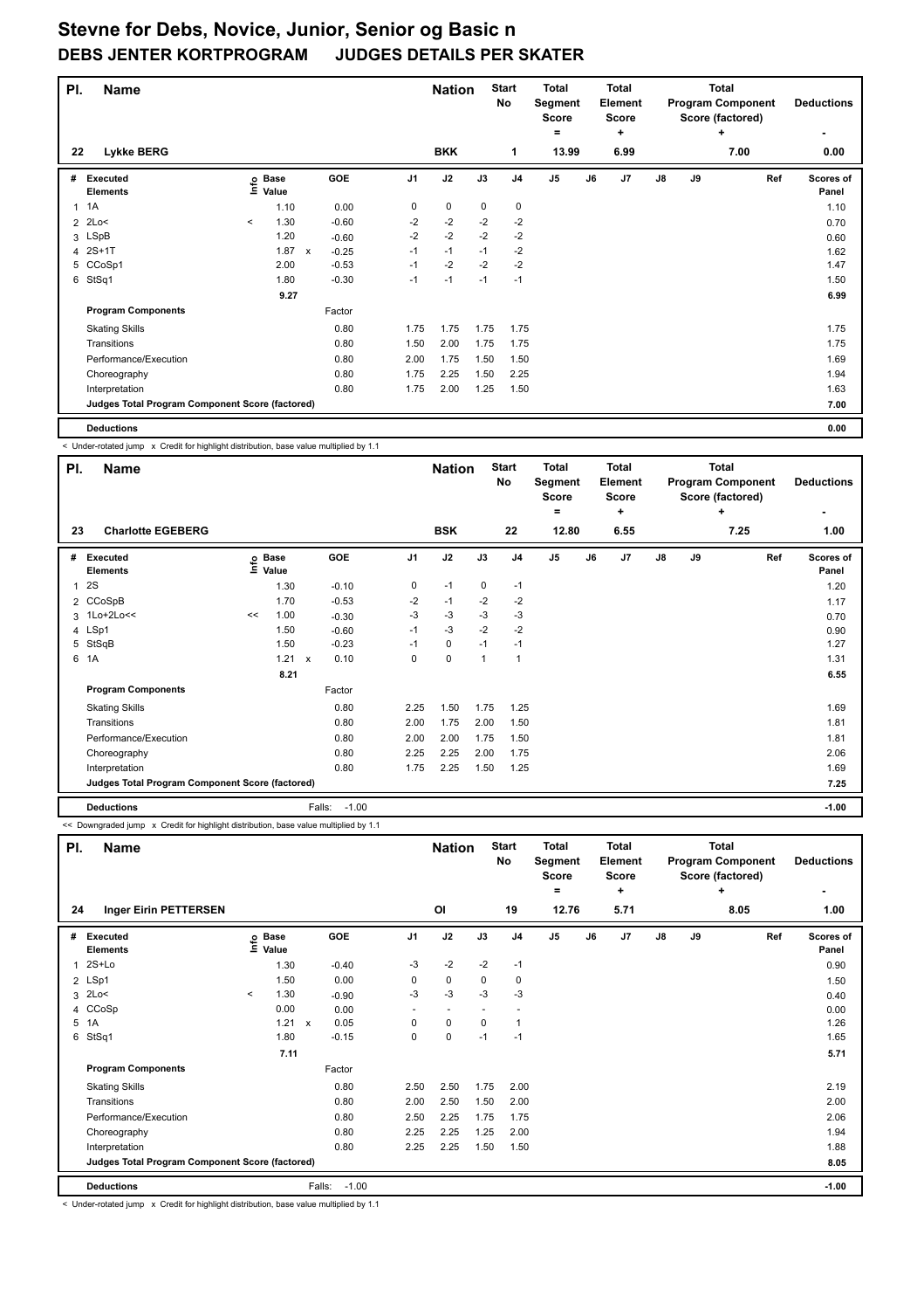# Stevne for Debs, Novice, Junior, Senior og Basic n

## DEBS JENTER KORTPROGRAM JUDGES DETAILS PER SKATER

| Pl. | Name | Nation | Start No | Total Segment Score = | Total Element Score + | Total Program Component Score (factored) + | Deductions - |
|---|---|---|---|---|---|---|---|
| 22 | Lykke BERG | BKK | 1 | 13.99 | 6.99 | 7.00 | 0.00 |

| # | Executed Elements | Info | Base Value | | GOE | J1 | J2 | J3 | J4 | J5 | J6 | J7 | J8 | J9 | Ref | Scores of Panel |
|---|---|---|---|---|---|---|---|---|---|---|---|---|---|---|---|---|
| 1 | 1A | | 1.10 | | 0.00 | 0 | 0 | 0 | 0 | | | | | | | 1.10 |
| 2 | 2Lo< | < | 1.30 | | -0.60 | -2 | -2 | -2 | -2 | | | | | | | 0.70 |
| 3 | LSpB | | 1.20 | | -0.60 | -2 | -2 | -2 | -2 | | | | | | | 0.60 |
| 4 | 2S+1T | | 1.87 | x | -0.25 | -1 | -1 | -1 | -2 | | | | | | | 1.62 |
| 5 | CCoSp1 | | 2.00 | | -0.53 | -1 | -2 | -2 | -2 | | | | | | | 1.47 |
| 6 | StSq1 | | 1.80 | | -0.30 | -1 | -1 | -1 | -1 | | | | | | | 1.50 |
| | | | 9.27 | | | | | | | | | | | | | 6.99 |
| | **Program Components** | | | | Factor | | | | | | | | | | | |
| | Skating Skills | | | | 0.80 | 1.75 | 1.75 | 1.75 | 1.75 | | | | | | | 1.75 |
| | Transitions | | | | 0.80 | 1.50 | 2.00 | 1.75 | 1.75 | | | | | | | 1.75 |
| | Performance/Execution | | | | 0.80 | 2.00 | 1.75 | 1.50 | 1.50 | | | | | | | 1.69 |
| | Choreography | | | | 0.80 | 1.75 | 2.25 | 1.50 | 2.25 | | | | | | | 1.94 |
| | Interpretation | | | | 0.80 | 1.75 | 2.00 | 1.25 | 1.50 | | | | | | | 1.63 |
| | **Judges Total Program Component Score (factored)** | | | | | | | | | | | | | | | 7.00 |
| | **Deductions** | | | | | | | | | | | | | | | 0.00 |

< Under-rotated jump x Credit for highlight distribution, base value multiplied by 1.1

| Pl. | Name | Nation | Start No | Total Segment Score = | Total Element Score + | Total Program Component Score (factored) + | Deductions - |
|---|---|---|---|---|---|---|---|
| 23 | Charlotte EGEBERG | BSK | 22 | 12.80 | 6.55 | 7.25 | 1.00 |

| # | Executed Elements | Info | Base Value | | GOE | J1 | J2 | J3 | J4 | J5 | J6 | J7 | J8 | J9 | Ref | Scores of Panel |
|---|---|---|---|---|---|---|---|---|---|---|---|---|---|---|---|---|
| 1 | 2S | | 1.30 | | -0.10 | 0 | -1 | 0 | -1 | | | | | | | 1.20 |
| 2 | CCoSpB | | 1.70 | | -0.53 | -2 | -1 | -2 | -2 | | | | | | | 1.17 |
| 3 | 1Lo+2Lo<< | << | 1.00 | | -0.30 | -3 | -3 | -3 | -3 | | | | | | | 0.70 |
| 4 | LSp1 | | 1.50 | | -0.60 | -1 | -3 | -2 | -2 | | | | | | | 0.90 |
| 5 | StSqB | | 1.50 | | -0.23 | -1 | 0 | -1 | -1 | | | | | | | 1.27 |
| 6 | 1A | | 1.21 | x | 0.10 | 0 | 0 | 1 | 1 | | | | | | | 1.31 |
| | | | 8.21 | | | | | | | | | | | | | 6.55 |
| | **Program Components** | | | | Factor | | | | | | | | | | | |
| | Skating Skills | | | | 0.80 | 2.25 | 1.50 | 1.75 | 1.25 | | | | | | | 1.69 |
| | Transitions | | | | 0.80 | 2.00 | 1.75 | 2.00 | 1.50 | | | | | | | 1.81 |
| | Performance/Execution | | | | 0.80 | 2.00 | 2.00 | 1.75 | 1.50 | | | | | | | 1.81 |
| | Choreography | | | | 0.80 | 2.25 | 2.25 | 2.00 | 1.75 | | | | | | | 2.06 |
| | Interpretation | | | | 0.80 | 1.75 | 2.25 | 1.50 | 1.25 | | | | | | | 1.69 |
| | **Judges Total Program Component Score (factored)** | | | | | | | | | | | | | | | 7.25 |
| | **Deductions** | | | | Falls: -1.00 | | | | | | | | | | | -1.00 |

<< Downgraded jump x Credit for highlight distribution, base value multiplied by 1.1

| Pl. | Name | Nation | Start No | Total Segment Score = | Total Element Score + | Total Program Component Score (factored) + | Deductions - |
|---|---|---|---|---|---|---|---|
| 24 | Inger Eirin PETTERSEN | OI | 19 | 12.76 | 5.71 | 8.05 | 1.00 |

| # | Executed Elements | Info | Base Value | | GOE | J1 | J2 | J3 | J4 | J5 | J6 | J7 | J8 | J9 | Ref | Scores of Panel |
|---|---|---|---|---|---|---|---|---|---|---|---|---|---|---|---|---|
| 1 | 2S+Lo | | 1.30 | | -0.40 | -3 | -2 | -2 | -1 | | | | | | | 0.90 |
| 2 | LSp1 | | 1.50 | | 0.00 | 0 | 0 | 0 | 0 | | | | | | | 1.50 |
| 3 | 2Lo< | < | 1.30 | | -0.90 | -3 | -3 | -3 | -3 | | | | | | | 0.40 |
| 4 | CCoSp | | 0.00 | | 0.00 | - | - | - | - | | | | | | | 0.00 |
| 5 | 1A | | 1.21 | x | 0.05 | 0 | 0 | 0 | 1 | | | | | | | 1.26 |
| 6 | StSq1 | | 1.80 | | -0.15 | 0 | 0 | -1 | -1 | | | | | | | 1.65 |
| | | | 7.11 | | | | | | | | | | | | | 5.71 |
| | **Program Components** | | | | Factor | | | | | | | | | | | |
| | Skating Skills | | | | 0.80 | 2.50 | 2.50 | 1.75 | 2.00 | | | | | | | 2.19 |
| | Transitions | | | | 0.80 | 2.00 | 2.50 | 1.50 | 2.00 | | | | | | | 2.00 |
| | Performance/Execution | | | | 0.80 | 2.50 | 2.25 | 1.75 | 1.75 | | | | | | | 2.06 |
| | Choreography | | | | 0.80 | 2.25 | 2.25 | 1.25 | 2.00 | | | | | | | 1.94 |
| | Interpretation | | | | 0.80 | 2.25 | 2.25 | 1.50 | 1.50 | | | | | | | 1.88 |
| | **Judges Total Program Component Score (factored)** | | | | | | | | | | | | | | | 8.05 |
| | **Deductions** | | | | Falls: -1.00 | | | | | | | | | | | -1.00 |

< Under-rotated jump x Credit for highlight distribution, base value multiplied by 1.1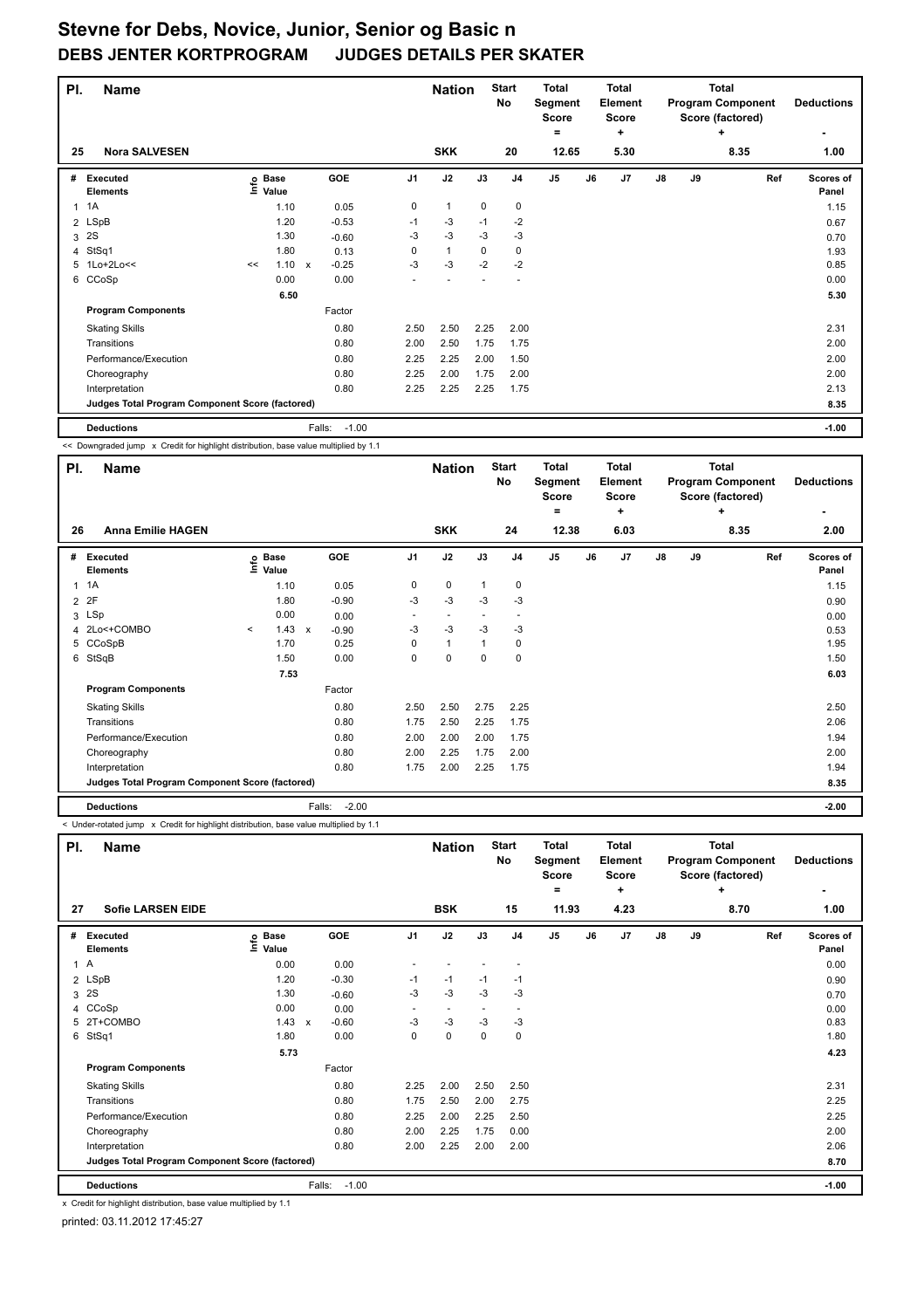# Stevne for Debs, Novice, Junior, Senior og Basic n

## DEBS JENTER KORTPROGRAM JUDGES DETAILS PER SKATER

| Pl. | Name | Nation | Start No | Total Segment Score = | Total Element Score + | Total Program Component Score (factored) + | Deductions - |
|---|---|---|---|---|---|---|---|
| 25 | Nora SALVESEN | SKK | 20 | 12.65 | 5.30 | 8.35 | 1.00 |

| # | Executed Elements | Info | Base Value | | GOE | J1 | J2 | J3 | J4 | J5 | J6 | J7 | J8 | J9 | Ref | Scores of Panel |
|---|---|---|---|---|---|---|---|---|---|---|---|---|---|---|---|---|
| 1 | 1A | | 1.10 | | 0.05 | 0 | 1 | 0 | 0 | | | | | | | 1.15 |
| 2 | LSpB | | 1.20 | | -0.53 | -1 | -3 | -1 | -2 | | | | | | | 0.67 |
| 3 | 2S | | 1.30 | | -0.60 | -3 | -3 | -3 | -3 | | | | | | | 0.70 |
| 4 | StSq1 | | 1.80 | | 0.13 | 0 | 1 | 0 | 0 | | | | | | | 1.93 |
| 5 | 1Lo+2Lo<< | << | 1.10 | x | -0.25 | -3 | -3 | -2 | -2 | | | | | | | 0.85 |
| 6 | CCoSp | | 0.00 | | 0.00 | - | - | - | - | | | | | | | 0.00 |
| | | | 6.50 | | | | | | | | | | | | | 5.30 |
| | **Program Components** | | | | Factor | | | | | | | | | | | |
| | Skating Skills | | | | 0.80 | 2.50 | 2.50 | 2.25 | 2.00 | | | | | | | 2.31 |
| | Transitions | | | | 0.80 | 2.00 | 2.50 | 1.75 | 1.75 | | | | | | | 2.00 |
| | Performance/Execution | | | | 0.80 | 2.25 | 2.25 | 2.00 | 1.50 | | | | | | | 2.00 |
| | Choreography | | | | 0.80 | 2.25 | 2.00 | 1.75 | 2.00 | | | | | | | 2.00 |
| | Interpretation | | | | 0.80 | 2.25 | 2.25 | 2.25 | 1.75 | | | | | | | 2.13 |
| | **Judges Total Program Component Score (factored)** | | | | | | | | | | | | | | | 8.35 |
| | **Deductions** | | | | Falls: -1.00 | | | | | | | | | | | -1.00 |

<< Downgraded jump x Credit for highlight distribution, base value multiplied by 1.1

| Pl. | Name | Nation | Start No | Total Segment Score = | Total Element Score + | Total Program Component Score (factored) + | Deductions - |
|---|---|---|---|---|---|---|---|
| 26 | Anna Emilie HAGEN | SKK | 24 | 12.38 | 6.03 | 8.35 | 2.00 |

| # | Executed Elements | Info | Base Value | | GOE | J1 | J2 | J3 | J4 | J5 | J6 | J7 | J8 | J9 | Ref | Scores of Panel |
|---|---|---|---|---|---|---|---|---|---|---|---|---|---|---|---|---|
| 1 | 1A | | 1.10 | | 0.05 | 0 | 0 | 1 | 0 | | | | | | | 1.15 |
| 2 | 2F | | 1.80 | | -0.90 | -3 | -3 | -3 | -3 | | | | | | | 0.90 |
| 3 | LSp | | 0.00 | | 0.00 | - | - | - | - | | | | | | | 0.00 |
| 4 | 2Lo<+COMBO | < | 1.43 | x | -0.90 | -3 | -3 | -3 | -3 | | | | | | | 0.53 |
| 5 | CCoSpB | | 1.70 | | 0.25 | 0 | 1 | 1 | 0 | | | | | | | 1.95 |
| 6 | StSqB | | 1.50 | | 0.00 | 0 | 0 | 0 | 0 | | | | | | | 1.50 |
| | | | 7.53 | | | | | | | | | | | | | 6.03 |
| | **Program Components** | | | | Factor | | | | | | | | | | | |
| | Skating Skills | | | | 0.80 | 2.50 | 2.50 | 2.75 | 2.25 | | | | | | | 2.50 |
| | Transitions | | | | 0.80 | 1.75 | 2.50 | 2.25 | 1.75 | | | | | | | 2.06 |
| | Performance/Execution | | | | 0.80 | 2.00 | 2.00 | 2.00 | 1.75 | | | | | | | 1.94 |
| | Choreography | | | | 0.80 | 2.00 | 2.25 | 1.75 | 2.00 | | | | | | | 2.00 |
| | Interpretation | | | | 0.80 | 1.75 | 2.00 | 2.25 | 1.75 | | | | | | | 1.94 |
| | **Judges Total Program Component Score (factored)** | | | | | | | | | | | | | | | 8.35 |
| | **Deductions** | | | | Falls: -2.00 | | | | | | | | | | | -2.00 |

< Under-rotated jump x Credit for highlight distribution, base value multiplied by 1.1

| Pl. | Name | Nation | Start No | Total Segment Score = | Total Element Score + | Total Program Component Score (factored) + | Deductions - |
|---|---|---|---|---|---|---|---|
| 27 | Sofie LARSEN EIDE | BSK | 15 | 11.93 | 4.23 | 8.70 | 1.00 |

| # | Executed Elements | Info | Base Value | | GOE | J1 | J2 | J3 | J4 | J5 | J6 | J7 | J8 | J9 | Ref | Scores of Panel |
|---|---|---|---|---|---|---|---|---|---|---|---|---|---|---|---|---|
| 1 | A | | 0.00 | | 0.00 | - | - | - | - | | | | | | | 0.00 |
| 2 | LSpB | | 1.20 | | -0.30 | -1 | -1 | -1 | -1 | | | | | | | 0.90 |
| 3 | 2S | | 1.30 | | -0.60 | -3 | -3 | -3 | -3 | | | | | | | 0.70 |
| 4 | CCoSp | | 0.00 | | 0.00 | - | - | - | - | | | | | | | 0.00 |
| 5 | 2T+COMBO | | 1.43 | x | -0.60 | -3 | -3 | -3 | -3 | | | | | | | 0.83 |
| 6 | StSq1 | | 1.80 | | 0.00 | 0 | 0 | 0 | 0 | | | | | | | 1.80 |
| | | | 5.73 | | | | | | | | | | | | | 4.23 |
| | **Program Components** | | | | Factor | | | | | | | | | | | |
| | Skating Skills | | | | 0.80 | 2.25 | 2.00 | 2.50 | 2.50 | | | | | | | 2.31 |
| | Transitions | | | | 0.80 | 1.75 | 2.50 | 2.00 | 2.75 | | | | | | | 2.25 |
| | Performance/Execution | | | | 0.80 | 2.25 | 2.00 | 2.25 | 2.50 | | | | | | | 2.25 |
| | Choreography | | | | 0.80 | 2.00 | 2.25 | 1.75 | 0.00 | | | | | | | 2.00 |
| | Interpretation | | | | 0.80 | 2.00 | 2.25 | 2.00 | 2.00 | | | | | | | 2.06 |
| | **Judges Total Program Component Score (factored)** | | | | | | | | | | | | | | | 8.70 |
| | **Deductions** | | | | Falls: -1.00 | | | | | | | | | | | -1.00 |

x Credit for highlight distribution, base value multiplied by 1.1

printed: 03.11.2012 17:45:27